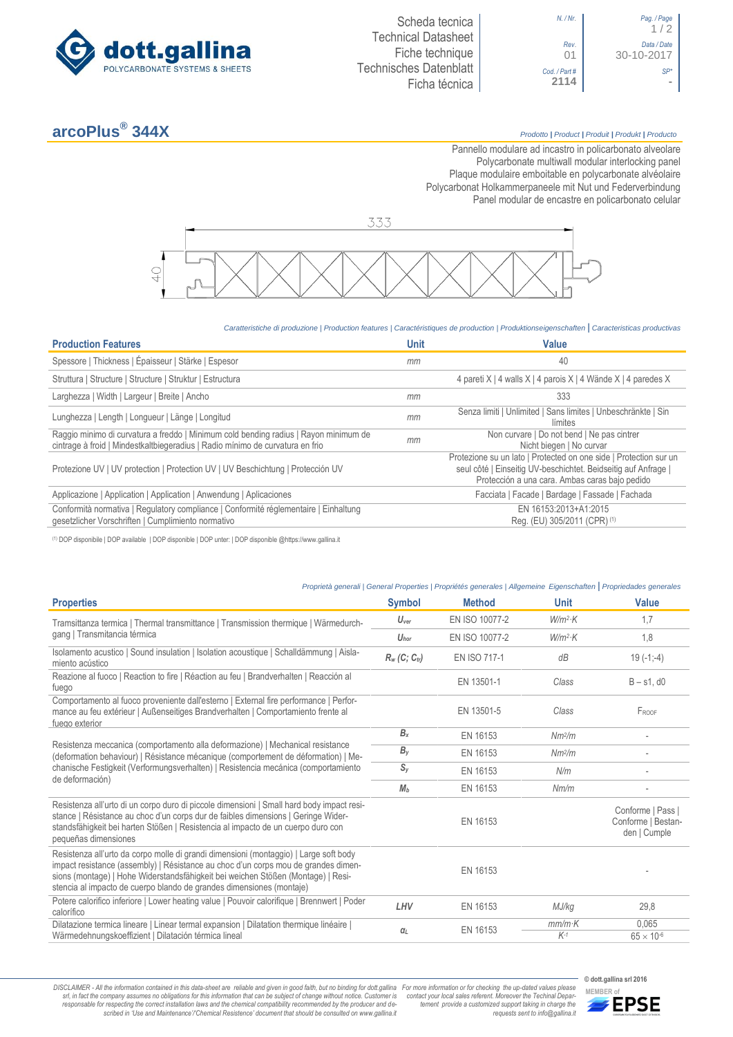dott.gallina
POLYCARBONATE SYSTEMS & SHEETS

Scheda tecnica
Technical Datasheet
Fiche technique
Technisches Datenblatt
Ficha técnica

| N. / Nr. | Pag. / Page |
|---|---|
| Rev. 01 | Data / Date 30-10-2017 |
| Cod. / Part # 2114 | SP* - |

# arcoPlus® 344X

*Prodotto | Product | Produit | Produkt | Producto*

Pannello modulare ad incastro in policarbonato alveolare
Polycarbonate multiwall modular interlocking panel
Plaque modulaire emboitable en polycarbonate alvéolaire
Polycarbonat Holkammerpaneele mit Nut und Federverbindung
Panel modular de encastre en policarbonato celular

333

40

*Caratteristiche di produzione | Production features | Caractéristiques de production | Produktionseigenschaften | Caracteristicas productivas*

| Production Features | Unit | Value |
|---|---|---|
| Spessore \| Thickness \| Épaisseur \| Stärke \| Espesor | mm | 40 |
| Struttura \| Structure \| Structure \| Struktur \| Estructura | | 4 pareti X \| 4 walls X \| 4 parois X \| 4 Wände X \| 4 paredes X |
| Larghezza \| Width \| Largeur \| Breite \| Ancho | mm | 333 |
| Lunghezza \| Length \| Longueur \| Länge \| Longitud | mm | Senza limiti \| Unlimited \| Sans limites \| Unbeschränkte \| Sin límites |
| Raggio minimo di curvatura a freddo \| Minimum cold bending radius \| Rayon minimum de cintrage à froid \| Mindestkaltbiegeradius \| Radio mínimo de curvatura en frio | mm | Non curvare \| Do not bend \| Ne pas cintrer Nicht biegen \| No curvar |
| Protezione UV \| UV protection \| Protection UV \| UV Beschichtung \| Protección UV | | Protezione su un lato \| Protected on one side \| Protection sur un seul côté \| Einseitig UV-beschichtet. Beidseitig auf Anfrage \| Protección a una cara. Ambas caras bajo pedido |
| Applicazione \| Application \| Application \| Anwendung \| Aplicaciones | | Facciata \| Facade \| Bardage \| Fassade \| Fachada |
| Conformità normativa \| Regulatory compliance \| Conformité réglementaire \| Einhaltung gesetzlicher Vorschriften \| Cumplimiento normativo | | EN 16153:2013+A1:2015 Reg. (EU) 305/2011 (CPR) [1] |

[1] DOP disponibile | DOP available | DOP disponible | DOP unter: | DOP disponible @https://www.gallina.it

*Proprietà generali | General Properties | Propriétés generales | Allgemeine Eigenschaften | Propriedades generales*

| Properties | Symbol | Method | Unit | Value |
|---|---|---|---|---|
| Tramsittanza termica \| Thermal transmittance \| Transmission thermique \| Wärmedurchgang \| Transmitancia térmica | $U_{ver}$ | EN ISO 10077-2 | $W/m^2{\cdot}K$ | 1,7 |
| | $U_{hor}$ | EN ISO 10077-2 | $W/m^2{\cdot}K$ | 1,8 |
| Isolamento acustico \| Sound insulation \| Isolation acoustique \| Schalldämmung \| Aislamiento acústico | $R_w$ $(C; C_{tr})$ | EN ISO 717-1 | dB | 19 (-1;-4) |
| Reazione al fuoco \| Reaction to fire \| Réaction au feu \| Brandverhalten \| Reacción al fuego | | EN 13501-1 | Class | B – s1, d0 |
| Comportamento al fuoco proveniente dall'esterno \| External fire performance \| Performance au feu extérieur \| Außenseitiges Brandverhalten \| Comportamiento frente al fuego exterior | | EN 13501-5 | Class | $F_{ROOF}$ |
| Resistenza meccanica (comportamento alla deformazione) \| Mechanical resistance (deformation behaviour) \| Résistance mécanique (comportement de déformation) \| Mechanische Festigkeit (Verformungsverhalten) \| Resistencia mecánica (comportamiento de deformación) | $B_x$ | EN 16153 | $Nm^2/m$ | - |
| | $B_y$ | EN 16153 | $Nm^2/m$ | - |
| | $S_y$ | EN 16153 | N/m | - |
| | $M_b$ | EN 16153 | Nm/m | - |
| Resistenza all'urto di un corpo duro di piccole dimensioni \| Small hard body impact resistance \| Résistance au choc d'un corps dur de faibles dimensions \| Geringe Widerstandsfähigkeit bei harten Stößen \| Resistencia al impacto de un cuerpo duro con pequeñas dimensiones | | EN 16153 | | Conforme \| Pass \| Conforme \| Bestanden \| Cumple |
| Resistenza all'urto da corpo molle di grandi dimensioni (montaggio) \| Large soft body impact resistance (assembly) \| Résistance au choc d'un corps mou de grandes dimensions (montage) \| Hohe Widerstandsfähigkeit bei weichen Stößen (Montage) \| Resistencia al impacto de cuerpo blando de grandes dimensiones (montaje) | | EN 16153 | | - |
| Potere calorifico inferiore \| Lower heating value \| Pouvoir calorifique \| Brennwert \| Poder calorífico | LHV | EN 16153 | MJ/kg | 29,8 |
| Dilatazione termica lineare \| Linear termal expansion \| Dilatation thermique linéaire \| Wärmedehnungskoeffizient \| Dilatación térmica lineal | $\alpha_L$ | EN 16153 | $mm/m{\cdot}K$ | 0,065 |
| | | | $K^{-1}$ | $65 \times 10^{-6}$ |

*DISCLAIMER - All the information contained in this data-sheet are reliable and given in good faith, but no binding for dott.gallina srl, in fact the company assumes no obligations for this information that can be subject of change without notice. Customer is responsable for respecting the correct installation laws and the chemical compatibility recommended by the producer and described in 'Use and Maintenance'/'Chemical Resistence' document that should be consulted on www.gallina.it*

*For more information or for checking the up-dated values please contact your local sales referent. Moreover the Technical Department provide a customized support taking in charge the requests sent to info@gallina.it*

© dott.gallina srl 2016

MEMBER of EPSE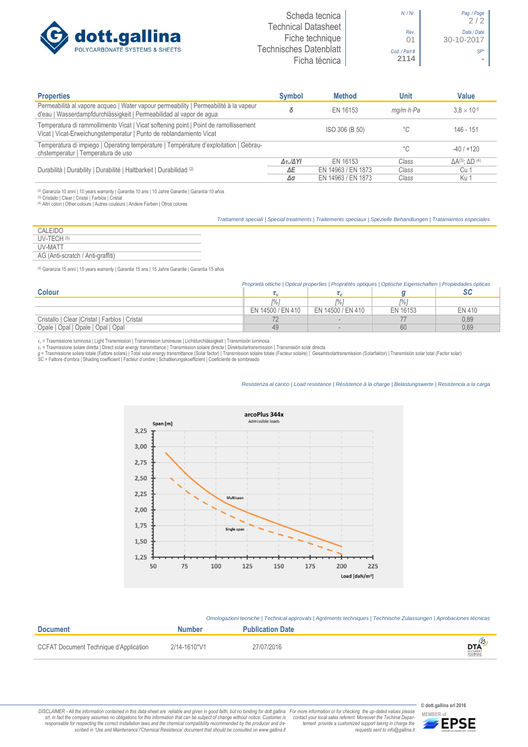| Properties | Symbol | Method | Unit | Value |
|---|---|---|---|---|
| Permeabilità al vapore acqueo \| Water vapour permeability \| Permeabilité à la vapeur d'eau \| Wasserdampfdurchlässigkeit \| Permeabilidad al vapor de agua | $\delta$ | EN 16153 | mg/m·h·Pa | $3{,}8 \times 10^{-5}$ |
| Temperatura di rammollimento Vicat \| Vicat softening point \| Point de ramollissement Vicat \| Vicat-Erweichungstemperatur \| Punto de reblandamiento Vicat | | ISO 306 (B 50) | °C | 146 - 151 |
| Temperatura di impiego \| Operating temperature \| Température d'exploitation \| Gebrauchstemperatur \| Temperatura de uso | | | °C | -40 / +120 |
| Durabilità \| Durability \| Durabilité \| Haltbarkeit \| Durabilidad [2] | $\Delta\tau_v/\Delta YI$ | EN 16153 | Class | ΔA[3]; ΔD [4] |
| | $\Delta E$ | EN 14963 / EN 1873 | Class | Cu 1 |
| | $\Delta\sigma$ | EN 14963 / EN 1873 | Class | Ku 1 |

[2] Garanzia 10 anni | 10 years warranty | Garantie 10 ans | 10 Jahre Garantie | Garantía 10 años
[3] Cristallo | Clear | Cristal | Farblos | Cristal
[4] Altri colori | Other colours | Autres couleurs | Andere Farben | Otros colores

*Trattamenti speciali | Special treatments | Traitements speciaux | Spezielle Behandlungen | Tratamientos especiales*

| |
|---|
| CALEIDO |
| UV-TECH [5] |
| UV-MATT |
| AG (Anti-scratch / Anti-graffiti) |

[5] Garanzia 15 anni | 15 years warranty | Garantie 15 ans | 15 Jahre Garantie | Garantía 15 años

*Proprietà ottiche | Optical properties | Propriétés optiques | Optische Eigenschaften | Propiedades ópticas*

| Colour | $\tau_v$ | $\tau_e$ | g | SC |
|---|---|---|---|---|
| | [%] | [%] | [%] | |
| | EN 14500 / EN 410 | EN 14500 / EN 410 | EN 16153 | EN 410 |
| Cristallo \| Clear \|Cristal \| Farblos \| Cristal | 72 | - | 77 | 0,89 |
| Opale \| Opal \| Opale \| Opal \| Opal | 49 | - | 60 | 0,69 |

$\tau_v$ = Trasmissione luminosa | Light Transmission | Transmission lumineuse | Lichtdurchlässigkeit | Transmisión luminosa
$\tau_e$ = Trasmissione solare diretta | Direct solar energy transmittance | Transmission solaire directe | Direktsolartransmission | Transmisión solar directa
$g$ = Trasmissione solare totale (Fattore solare) | Total solar energy transmittance (Solar factor) | Transmission solaire totale (Facteur solaire) | Gesamtsolartransmission (Solarfaktor) | Transmisión solar total (Factor solar)
$SC$ = Fattore d'ombra | Shading coefficient | Facteur d'ombre | Schattierungskoeffizient | Coeficiente de sombreado

*Resistenza al carico | Load resistance | Résistence à la charge | Belastungswerte | Resistencia a la carga*

arcoPlus 344x
Admissible loads
Span [m]
3,25
3,00
2,75
2,50
2,25
2,00
1,75
1,50
1,25
Multispan
Single span
50 75 100 125 150 175 200 225
Load [daN/m²]

*Omologazioni tecniche | Technical approvals | Agréments techniques | Technische Zulassungen | Aprobaciones técnicas*

| Document | Number | Publication Date |
|---|---|---|
| CCFAT Document Technique d'Application | 2/14-1610*V1 | 27/07/2016 |

DISCLAIMER - All the information contained in this data-sheet are reliable and given in good faith, but no binding for dott.gallina srl, in fact the company assumes no obligations for this information that can be subject of change without notice. Customer is responsable for respecting the correct installation laws and the chemical compatibility recommended by the producer and described in 'Use and Maintenance'/'Chemical Resistence' document that should be consulted on www.gallina.it For more information or for checking the up-dated values please contact your local sales referent. Moreover the Techinal Departement provide a customized support taking in charge the requests sent to info@gallina.it

© dott.gallina srl 2016